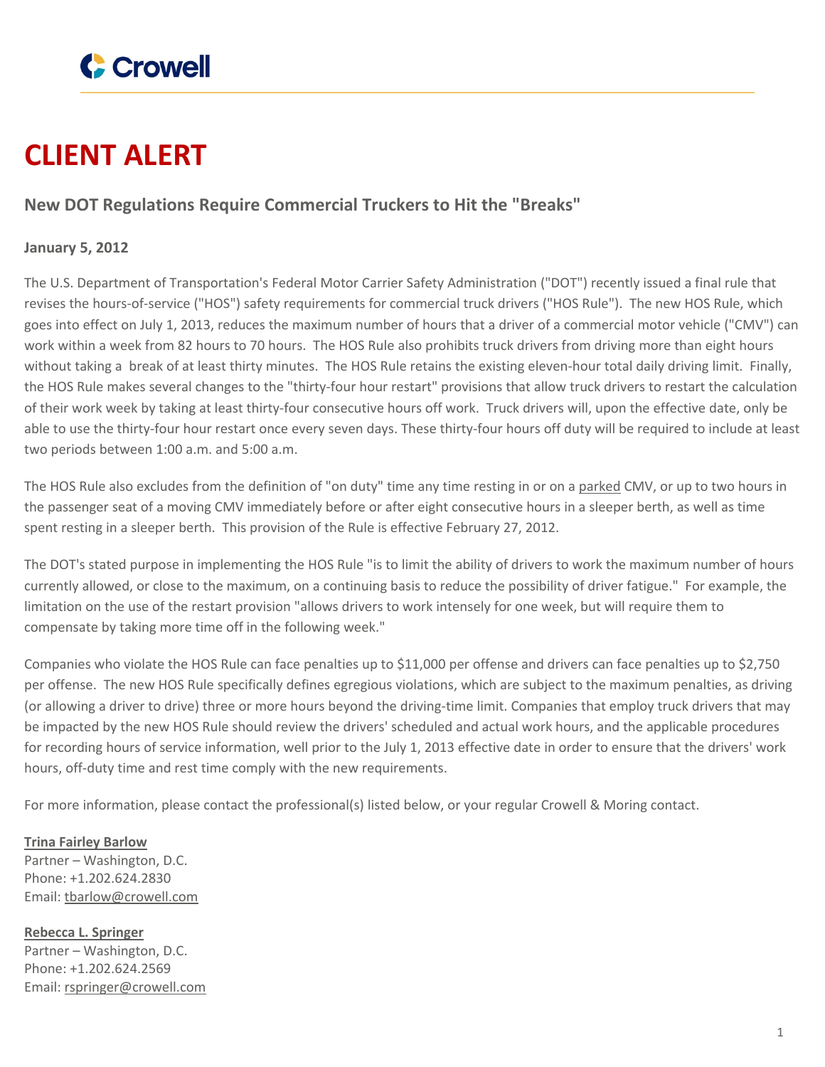# CLIENT ALERT

## New DOT Regulations Require Commercial Truckers to Hit the "Breaks"

**January 5, 2012**

The U.S. Department of Transportation's Federal Motor Carrier Safety Administration ("DOT") recently issued a final rule that revises the hours-of-service ("HOS") safety requirements for commercial truck drivers ("HOS Rule"). The new HOS Rule, which goes into effect on July 1, 2013, reduces the maximum number of hours that a driver of a commercial motor vehicle ("CMV") can work within a week from 82 hours to 70 hours. The HOS Rule also prohibits truck drivers from driving more than eight hours without taking a break of at least thirty minutes. The HOS Rule retains the existing eleven-hour total daily driving limit. Finally, the HOS Rule makes several changes to the "thirty-four hour restart" provisions that allow truck drivers to restart the calculation of their work week by taking at least thirty-four consecutive hours off work. Truck drivers will, upon the effective date, only be able to use the thirty-four hour restart once every seven days. These thirty-four hours off duty will be required to include at least two periods between 1:00 a.m. and 5:00 a.m.

The HOS Rule also excludes from the definition of "on duty" time any time resting in or on a parked CMV, or up to two hours in the passenger seat of a moving CMV immediately before or after eight consecutive hours in a sleeper berth, as well as time spent resting in a sleeper berth. This provision of the Rule is effective February 27, 2012.

The DOT's stated purpose in implementing the HOS Rule "is to limit the ability of drivers to work the maximum number of hours currently allowed, or close to the maximum, on a continuing basis to reduce the possibility of driver fatigue." For example, the limitation on the use of the restart provision "allows drivers to work intensely for one week, but will require them to compensate by taking more time off in the following week."

Companies who violate the HOS Rule can face penalties up to $11,000 per offense and drivers can face penalties up to $2,750 per offense. The new HOS Rule specifically defines egregious violations, which are subject to the maximum penalties, as driving (or allowing a driver to drive) three or more hours beyond the driving-time limit. Companies that employ truck drivers that may be impacted by the new HOS Rule should review the drivers' scheduled and actual work hours, and the applicable procedures for recording hours of service information, well prior to the July 1, 2013 effective date in order to ensure that the drivers' work hours, off-duty time and rest time comply with the new requirements.

For more information, please contact the professional(s) listed below, or your regular Crowell & Moring contact.

**Trina Fairley Barlow**
Partner – Washington, D.C.
Phone: +1.202.624.2830
Email: tbarlow@crowell.com

**Rebecca L. Springer**
Partner – Washington, D.C.
Phone: +1.202.624.2569
Email: rspringer@crowell.com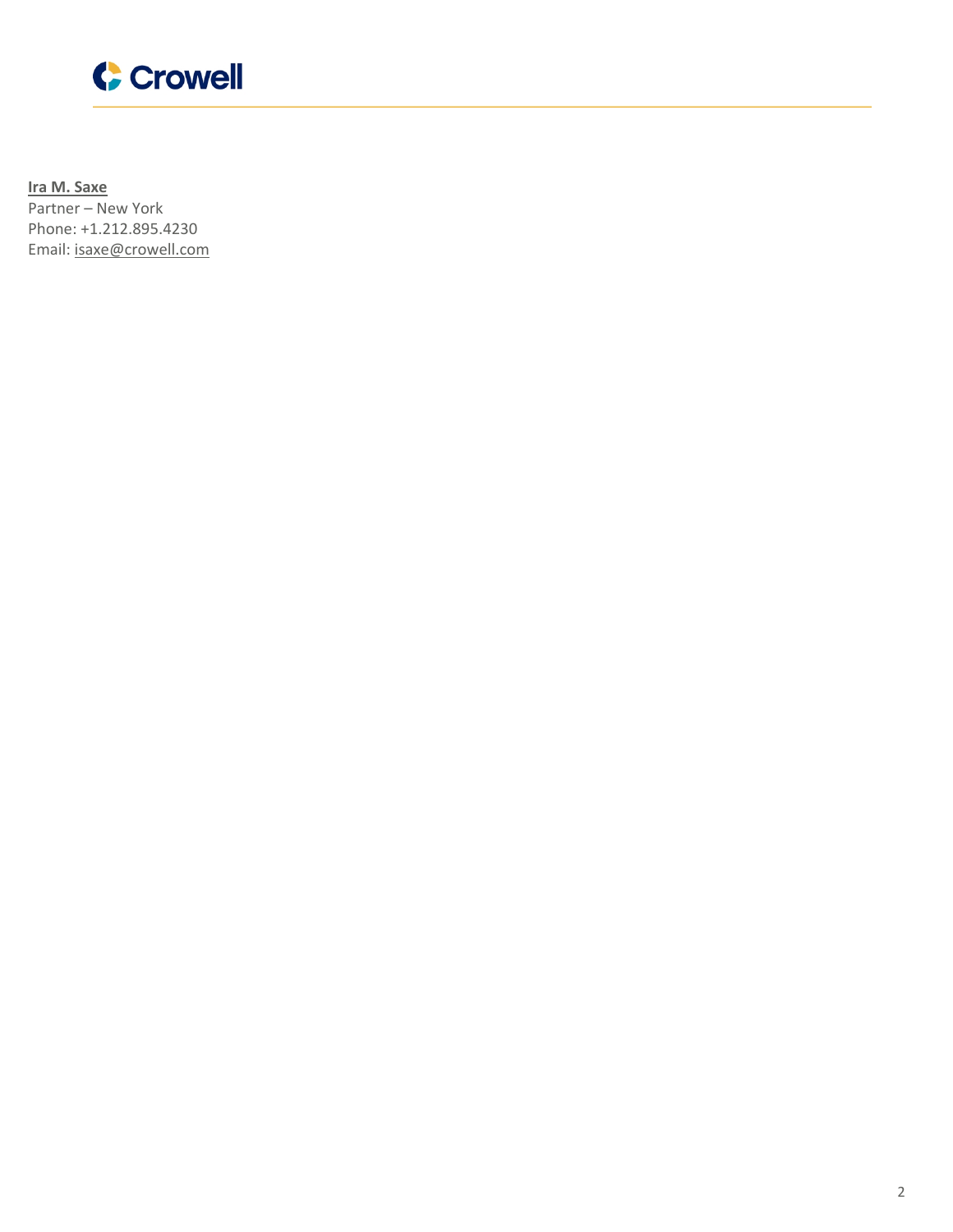**Ira M. Saxe**
Partner – New York
Phone: +1.212.895.4230
Email: isaxe@crowell.com